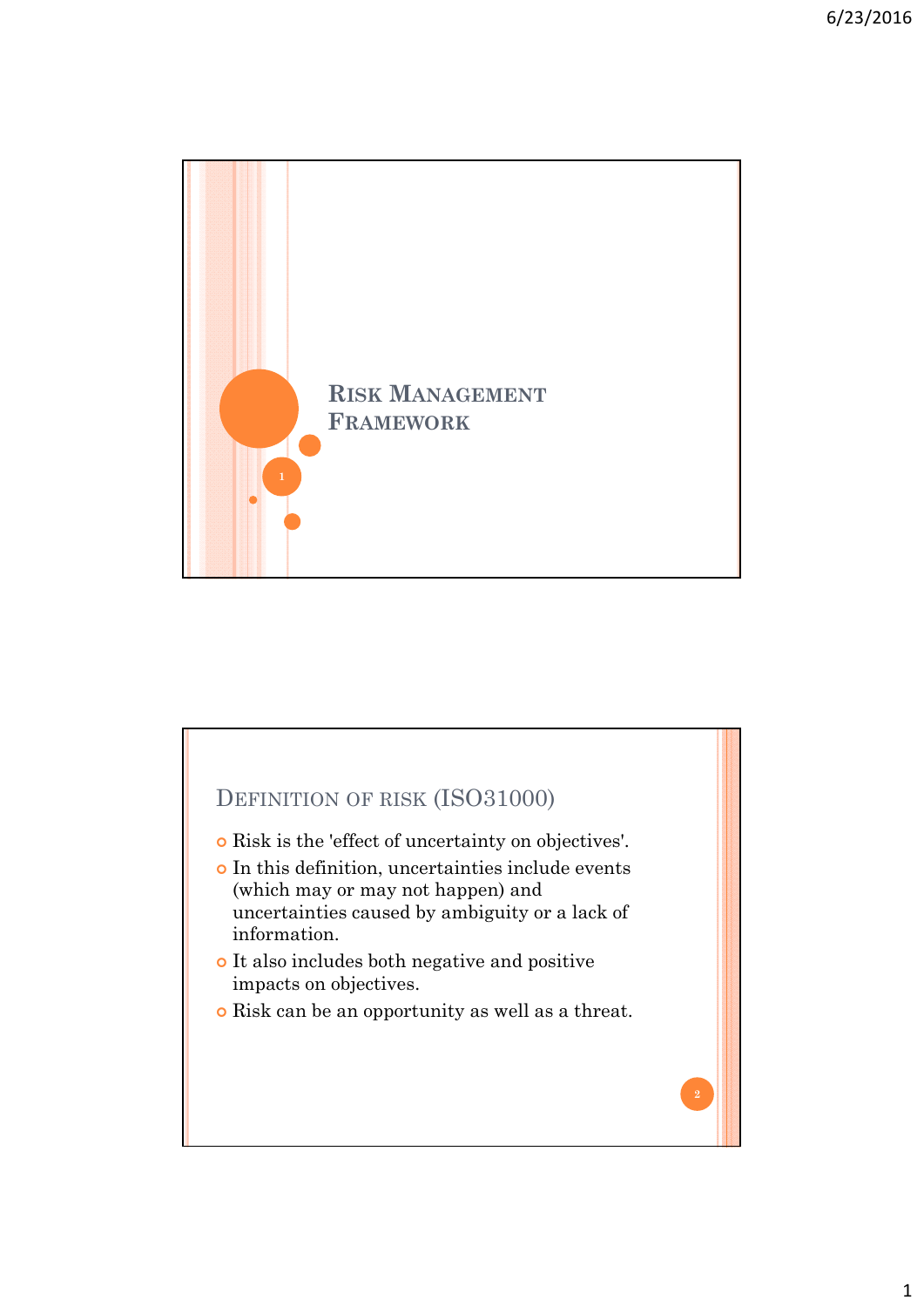# Risk Management Framework

## Definition of risk (ISO31000)

- Risk is the 'effect of uncertainty on objectives'.
- In this definition, uncertainties include events (which may or may not happen) and uncertainties caused by ambiguity or a lack of information.
- It also includes both negative and positive impacts on objectives.
- Risk can be an opportunity as well as a threat.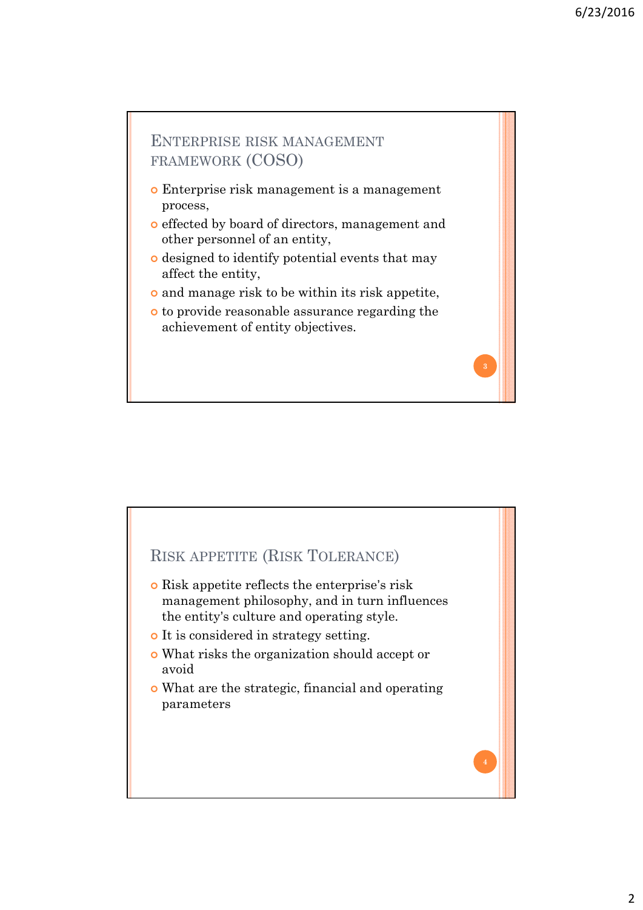## Enterprise risk management framework (COSO)

- Enterprise risk management is a management process,
- effected by board of directors, management and other personnel of an entity,
- designed to identify potential events that may affect the entity,
- and manage risk to be within its risk appetite,
- to provide reasonable assurance regarding the achievement of entity objectives.

## Risk appetite (Risk Tolerance)

- Risk appetite reflects the enterprise's risk management philosophy, and in turn influences the entity's culture and operating style.
- It is considered in strategy setting.
- What risks the organization should accept or avoid
- What are the strategic, financial and operating parameters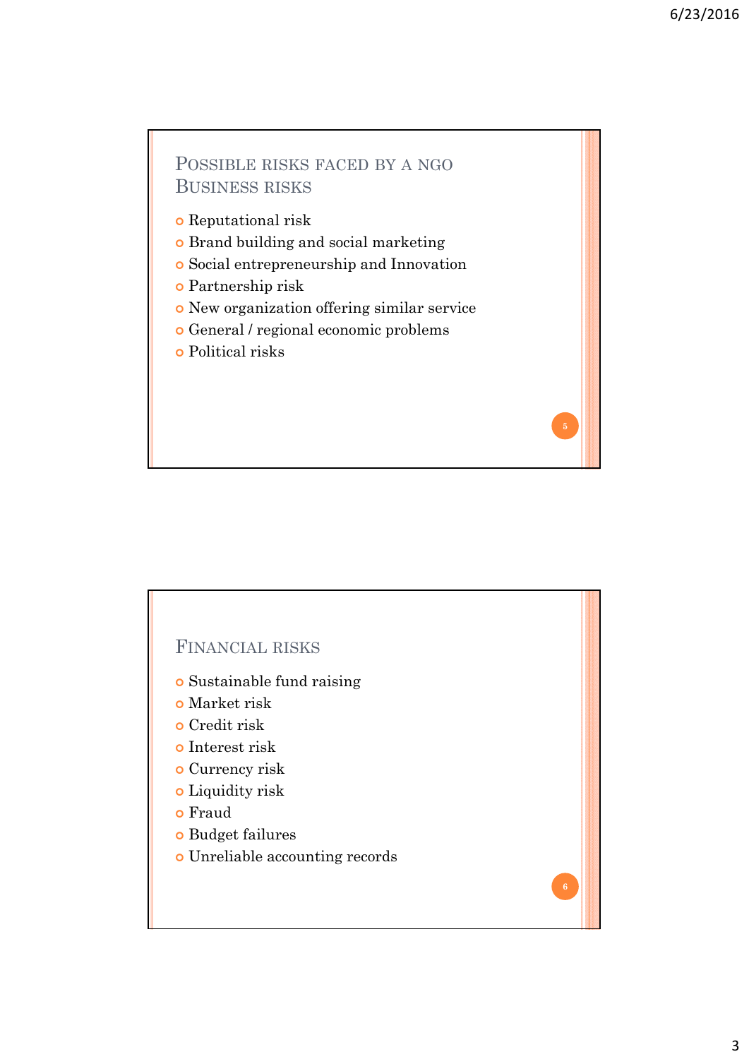## Possible risks faced by a NGO Business risks

- Reputational risk
- Brand building and social marketing
- Social entrepreneurship and Innovation
- Partnership risk
- New organization offering similar service
- General / regional economic problems
- Political risks

## Financial risks

- Sustainable fund raising
- Market risk
- Credit risk
- Interest risk
- Currency risk
- Liquidity risk
- Fraud
- Budget failures
- Unreliable accounting records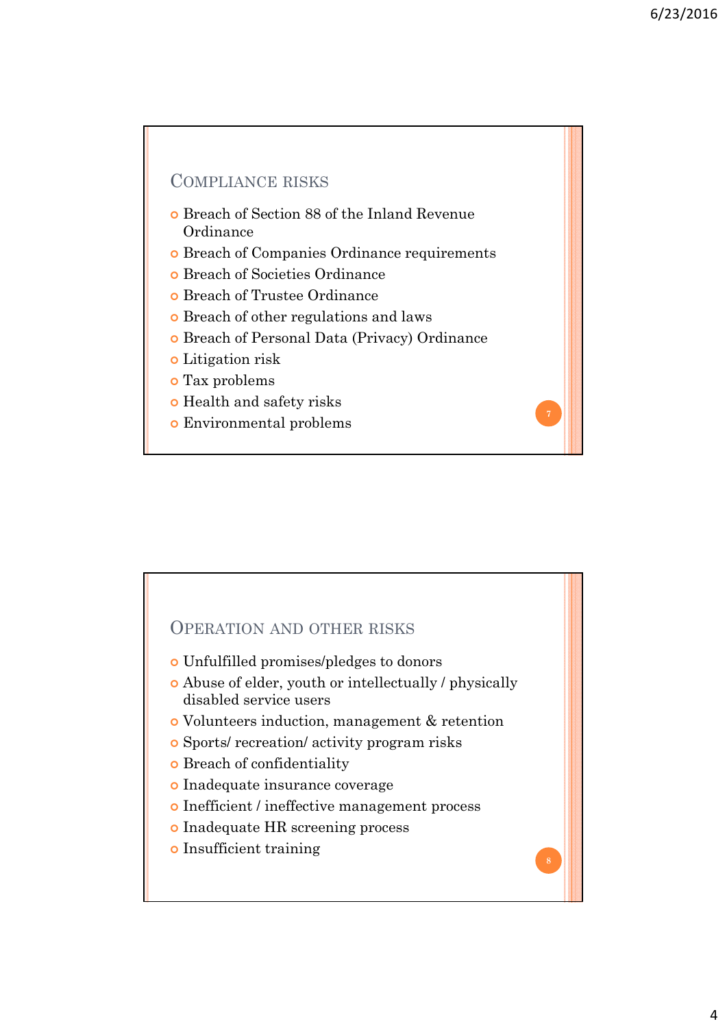## Compliance risks

- Breach of Section 88 of the Inland Revenue Ordinance
- Breach of Companies Ordinance requirements
- Breach of Societies Ordinance
- Breach of Trustee Ordinance
- Breach of other regulations and laws
- Breach of Personal Data (Privacy) Ordinance
- Litigation risk
- Tax problems
- Health and safety risks
- Environmental problems

## Operation and other risks

- Unfulfilled promises/pledges to donors
- Abuse of elder, youth or intellectually / physically disabled service users
- Volunteers induction, management & retention
- Sports/ recreation/ activity program risks
- Breach of confidentiality
- Inadequate insurance coverage
- Inefficient / ineffective management process
- Inadequate HR screening process
- Insufficient training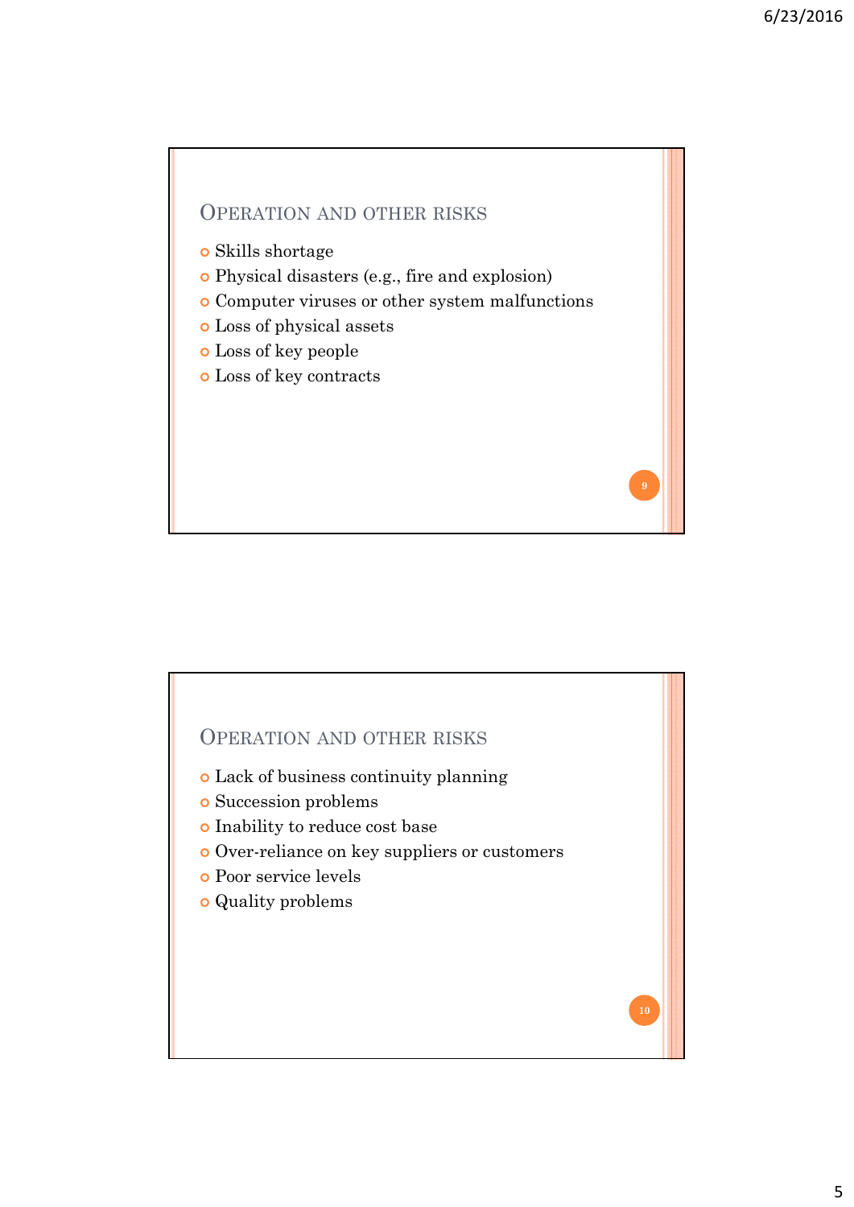## Operation and other risks

- Skills shortage
- Physical disasters (e.g., fire and explosion)
- Computer viruses or other system malfunctions
- Loss of physical assets
- Loss of key people
- Loss of key contracts

## Operation and other risks

- Lack of business continuity planning
- Succession problems
- Inability to reduce cost base
- Over-reliance on key suppliers or customers
- Poor service levels
- Quality problems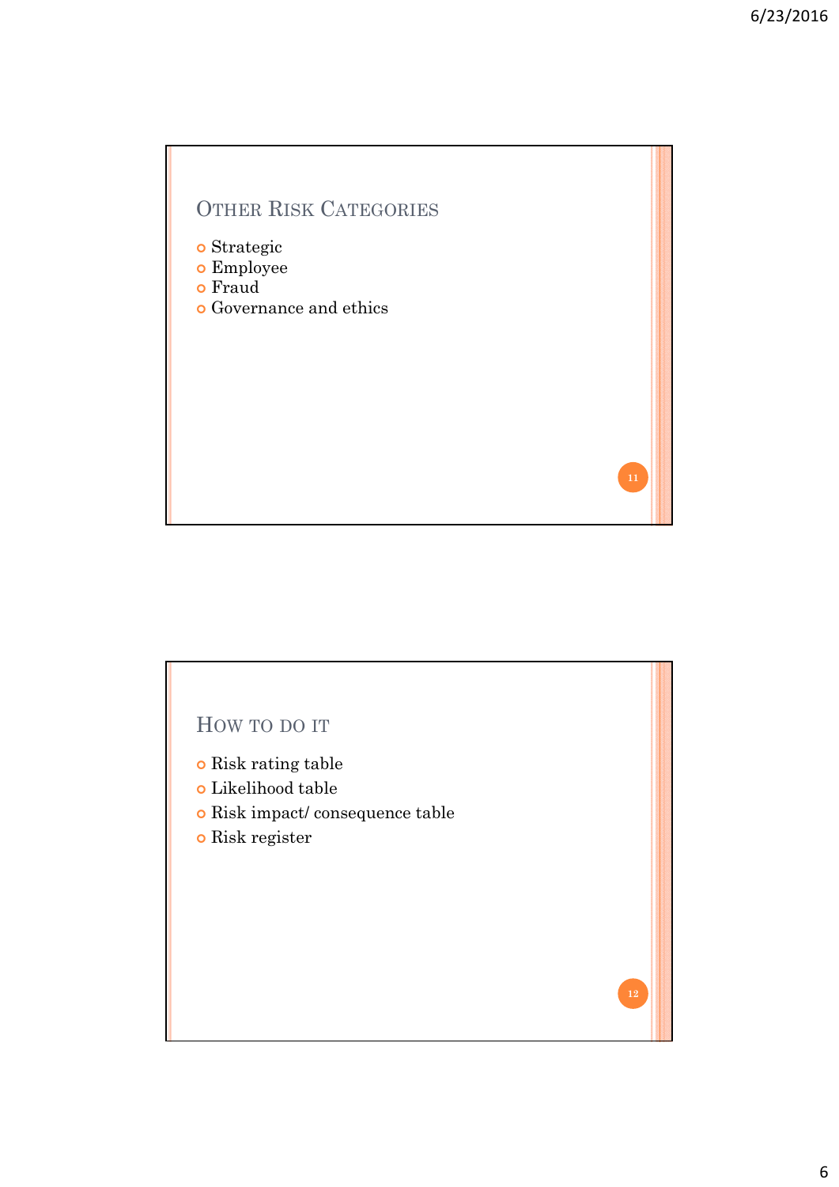## Other Risk Categories

- Strategic
- Employee
- Fraud
- Governance and ethics

## How to do it

- Risk rating table
- Likelihood table
- Risk impact/ consequence table
- Risk register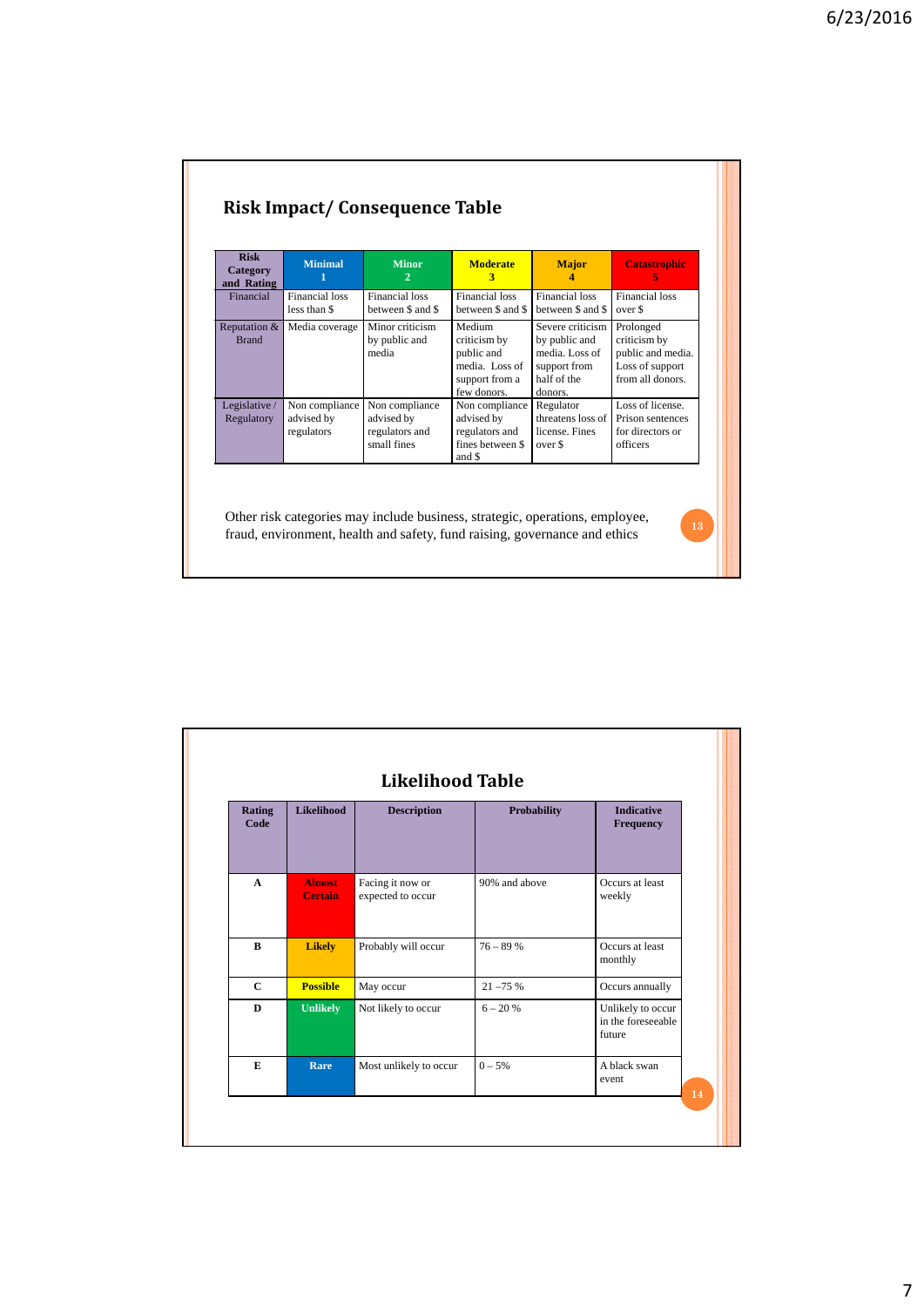## Risk Impact/ Consequence Table

| Risk Category and Rating | Minimal 1 | Minor 2 | Moderate 3 | Major 4 | Catastrophic 5 |
|---|---|---|---|---|---|
| Financial | Financial loss less than $ | Financial loss between $ and $ | Financial loss between $ and $ | Financial loss between $ and $ | Financial loss over $ |
| Reputation & Brand | Media coverage | Minor criticism by public and media | Medium criticism by public and media. Loss of support from a few donors. | Severe criticism by public and media. Loss of support from half of the donors. | Prolonged criticism by public and media. Loss of support from all donors. |
| Legislative / Regulatory | Non compliance advised by regulators | Non compliance advised by regulators and small fines | Non compliance advised by regulators and fines between $ and $ | Regulator threatens loss of license. Fines over $ | Loss of license. Prison sentences for directors or officers |

Other risk categories may include business, strategic, operations, employee, fraud, environment, health and safety, fund raising, governance and ethics

## Likelihood Table

| Rating Code | Likelihood | Description | Probability | Indicative Frequency |
|---|---|---|---|---|
| A | Almost Certain | Facing it now or expected to occur | 90% and above | Occurs at least weekly |
| B | Likely | Probably will occur | 76 – 89 % | Occurs at least monthly |
| C | Possible | May occur | 21 –75 % | Occurs annually |
| D | Unlikely | Not likely to occur | 6 – 20 % | Unlikely to occur in the foreseeable future |
| E | Rare | Most unlikely to occur | 0 – 5% | A black swan event |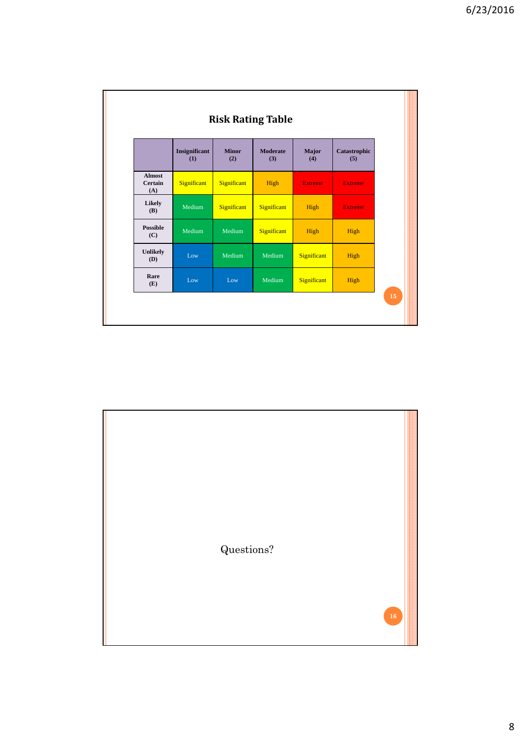## Risk Rating Table

| | Insignificant (1) | Minor (2) | Moderate (3) | Major (4) | Catastrophic (5) |
|---|---|---|---|---|---|
| **Almost Certain (A)** | Significant | Significant | High | Extreme | Extreme |
| **Likely (B)** | Medium | Significant | Significant | High | Extreme |
| **Possible (C)** | Medium | Medium | Significant | High | High |
| **Unlikely (D)** | Low | Medium | Medium | Significant | High |
| **Rare (E)** | Low | Low | Medium | Significant | High |

Questions?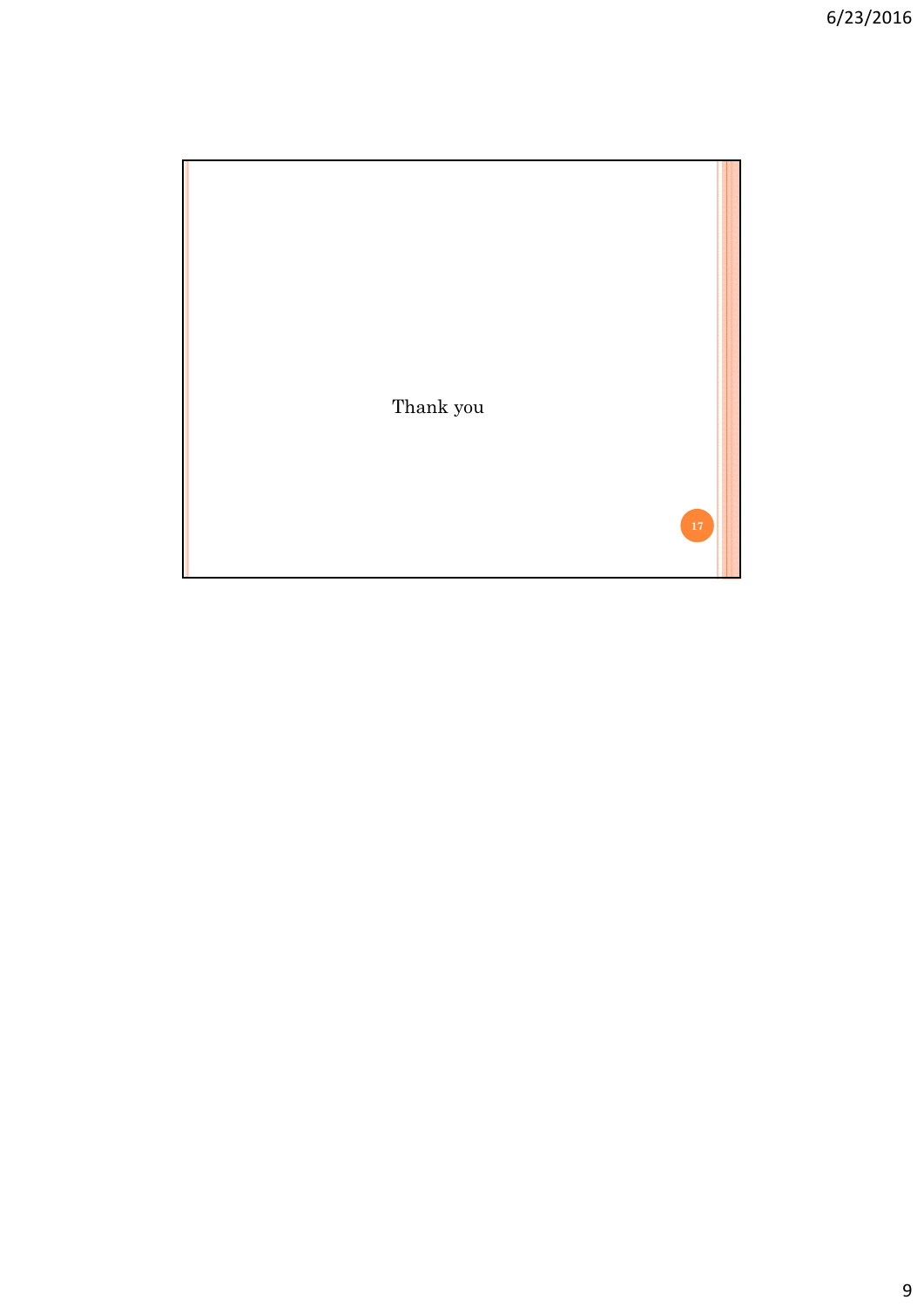Thank you